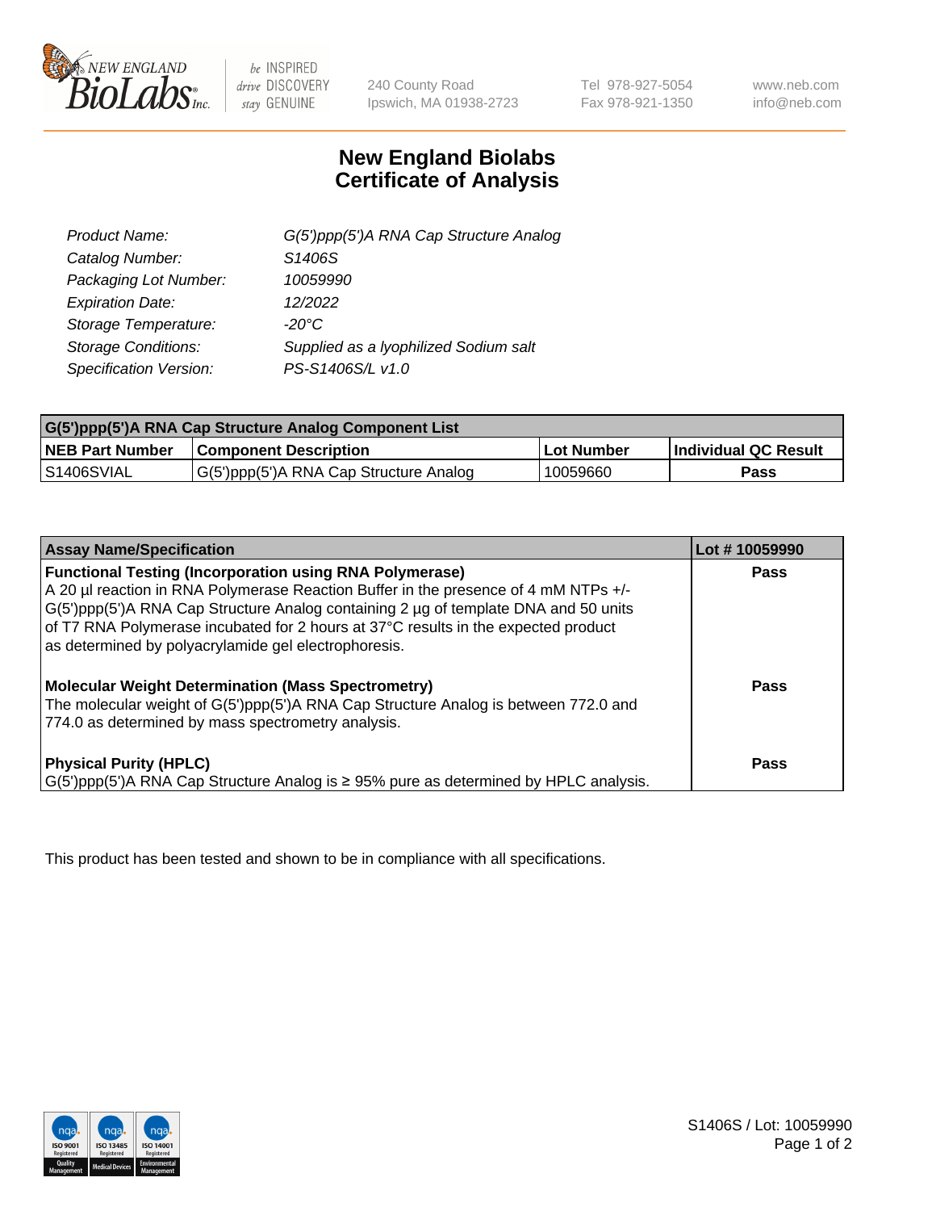# New England Biolabs
## Certificate of Analysis

| | |
|---|---|
| *Product Name:* | *G(5')ppp(5')A RNA Cap Structure Analog* |
| *Catalog Number:* | *S1406S* |
| *Packaging Lot Number:* | *10059990* |
| *Expiration Date:* | *12/2022* |
| *Storage Temperature:* | *-20°C* |
| *Storage Conditions:* | *Supplied as a lyophilized Sodium salt* |
| *Specification Version:* | *PS-S1406S/L v1.0* |

| G(5')ppp(5')A RNA Cap Structure Analog Component List | | | |
|---|---|---|---|
| **NEB Part Number** | **Component Description** | **Lot Number** | **Individual QC Result** |
| S1406SVIAL | G(5')ppp(5')A RNA Cap Structure Analog | 10059660 | **Pass** |

| Assay Name/Specification | Lot # 10059990 |
|---|---|
| **Functional Testing (Incorporation using RNA Polymerase)** A 20 µl reaction in RNA Polymerase Reaction Buffer in the presence of 4 mM NTPs +/- G(5')ppp(5')A RNA Cap Structure Analog containing 2 µg of template DNA and 50 units of T7 RNA Polymerase incubated for 2 hours at 37°C results in the expected product as determined by polyacrylamide gel electrophoresis. | **Pass** |
| **Molecular Weight Determination (Mass Spectrometry)** The molecular weight of G(5')ppp(5')A RNA Cap Structure Analog is between 772.0 and 774.0 as determined by mass spectrometry analysis. | **Pass** |
| **Physical Purity (HPLC)** G(5')ppp(5')A RNA Cap Structure Analog is ≥ 95% pure as determined by HPLC analysis. | **Pass** |

This product has been tested and shown to be in compliance with all specifications.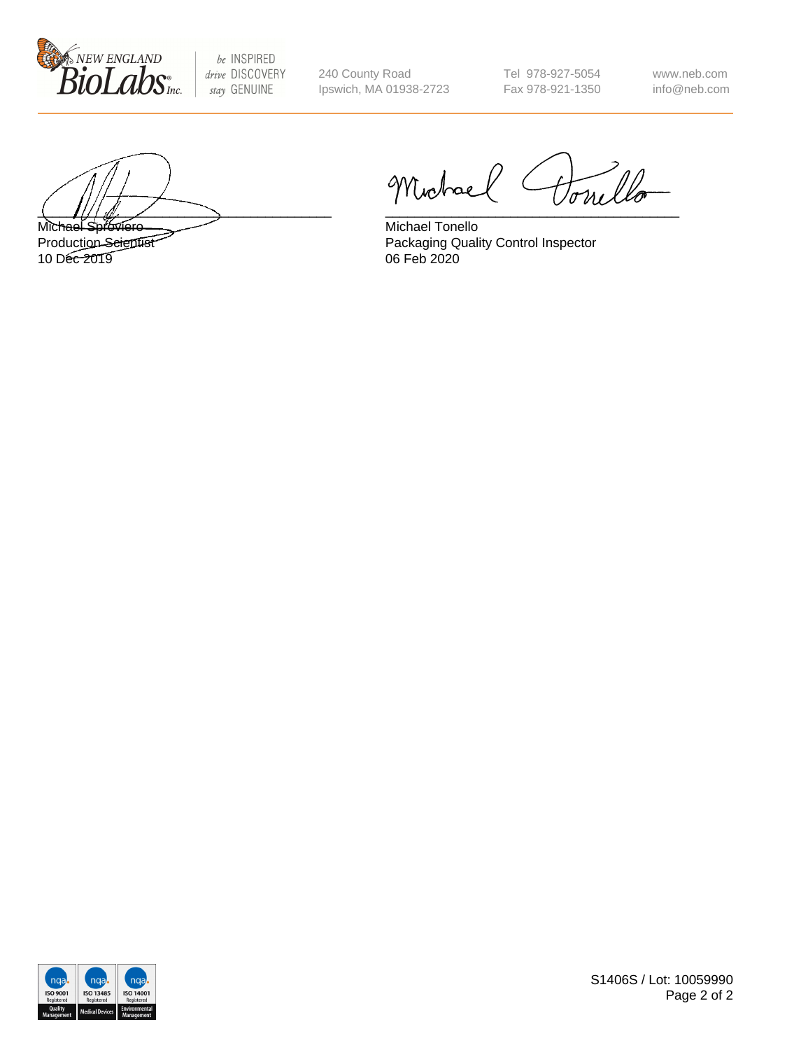Michael Sproviero
Production Scientist
10 Dec 2019

Michael Tonello
Packaging Quality Control Inspector
06 Feb 2020

S1406S / Lot: 10059990